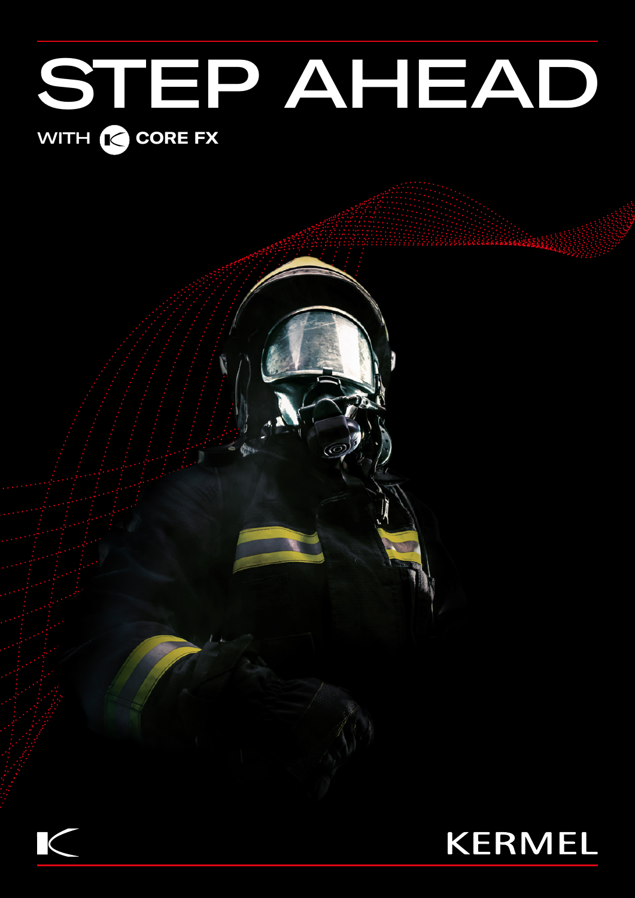# STEP AHEAD

**WITH CORE FX**

KERMEL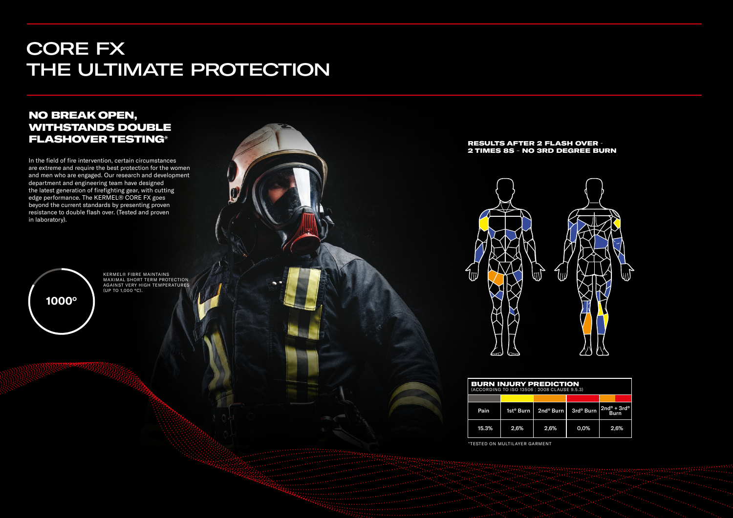# CORE FX
# THE ULTIMATE PROTECTION

## NO BREAK OPEN, WITHSTANDS DOUBLE FLASHOVER TESTING*

In the field of fire intervention, certain circumstances are extreme and require the best protection for the women and men who are engaged. Our research and development department and engineering team have designed the latest generation of firefighting gear, with cutting edge performance. The KERMEL® CORE FX goes beyond the current standards by presenting proven resistance to double flash over. (Tested and proven in laboratory).

1000°

KERMEL® FIBRE MAINTAINS MAXIMAL SHORT TERM PROTECTION AGAINST VERY HIGH TEMPERATURES (UP TO 1,000 °C).

**RESULTS AFTER 2 FLASH OVER - 2 TIMES 8S - NO 3RD DEGREE BURN**

**BURN INJURY PREDICTION**
(ACCORDING TO ISO 13506 : 2008 CLAUSE 9.5.3)

| Pain | 1st° Burn | 2nd° Burn | 3rd° Burn | 2nd° + 3rd° Burn |
|---|---|---|---|---|
| 15.3% | 2,6% | 2,6% | 0,0% | 2,6% |

*TESTED ON MULTILAYER GARMENT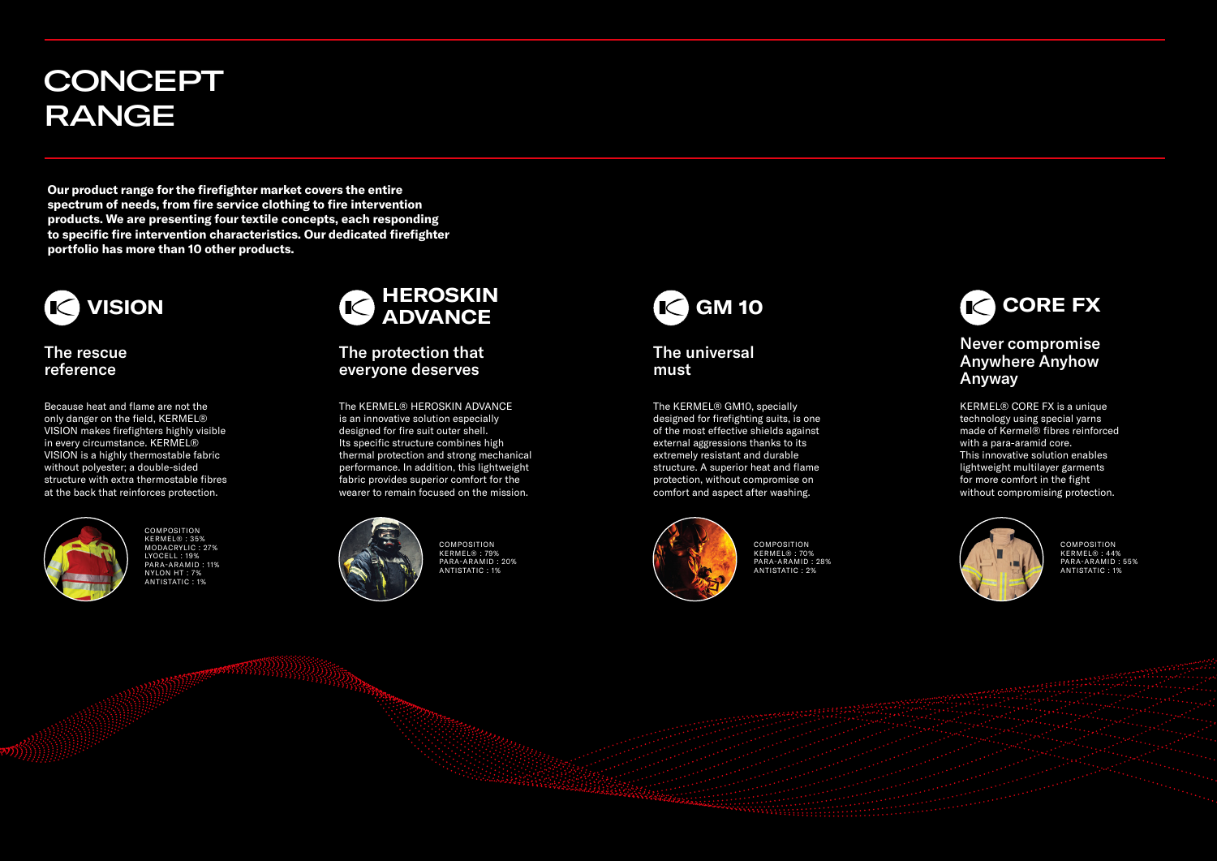# CONCEPT RANGE

**Our product range for the firefighter market covers the entire spectrum of needs, from fire service clothing to fire intervention products. We are presenting four textile concepts, each responding to specific fire intervention characteristics. Our dedicated firefighter portfolio has more than 10 other products.**

## VISION

### The rescue reference

Because heat and flame are not the only danger on the field, KERMEL® VISION makes firefighters highly visible in every circumstance. KERMEL® VISION is a highly thermostable fabric without polyester; a double-sided structure with extra thermostable fibres at the back that reinforces protection.

COMPOSITION
KERMEL® : 35%
MODACRYLIC : 27%
LYOCELL : 19%
PARA-ARAMID : 11%
NYLON HT : 7%
ANTISTATIC : 1%

## HEROSKIN ADVANCE

### The protection that everyone deserves

The KERMEL® HEROSKIN ADVANCE is an innovative solution especially designed for fire suit outer shell. Its specific structure combines high thermal protection and strong mechanical performance. In addition, this lightweight fabric provides superior comfort for the wearer to remain focused on the mission.

COMPOSITION
KERMEL® : 79%
PARA-ARAMID : 20%
ANTISTATIC : 1%

## GM 10

### The universal must

The KERMEL® GM10, specially designed for firefighting suits, is one of the most effective shields against external aggressions thanks to its extremely resistant and durable structure. A superior heat and flame protection, without compromise on comfort and aspect after washing.

COMPOSITION
KERMEL® : 70%
PARA-ARAMID : 28%
ANTISTATIC : 2%

## CORE FX

### Never compromise Anywhere Anyhow Anyway

KERMEL® CORE FX is a unique technology using special yarns made of Kermel® fibres reinforced with a para-aramid core. This innovative solution enables lightweight multilayer garments for more comfort in the fight without compromising protection.

COMPOSITION
KERMEL® : 44%
PARA-ARAMID : 55%
ANTISTATIC : 1%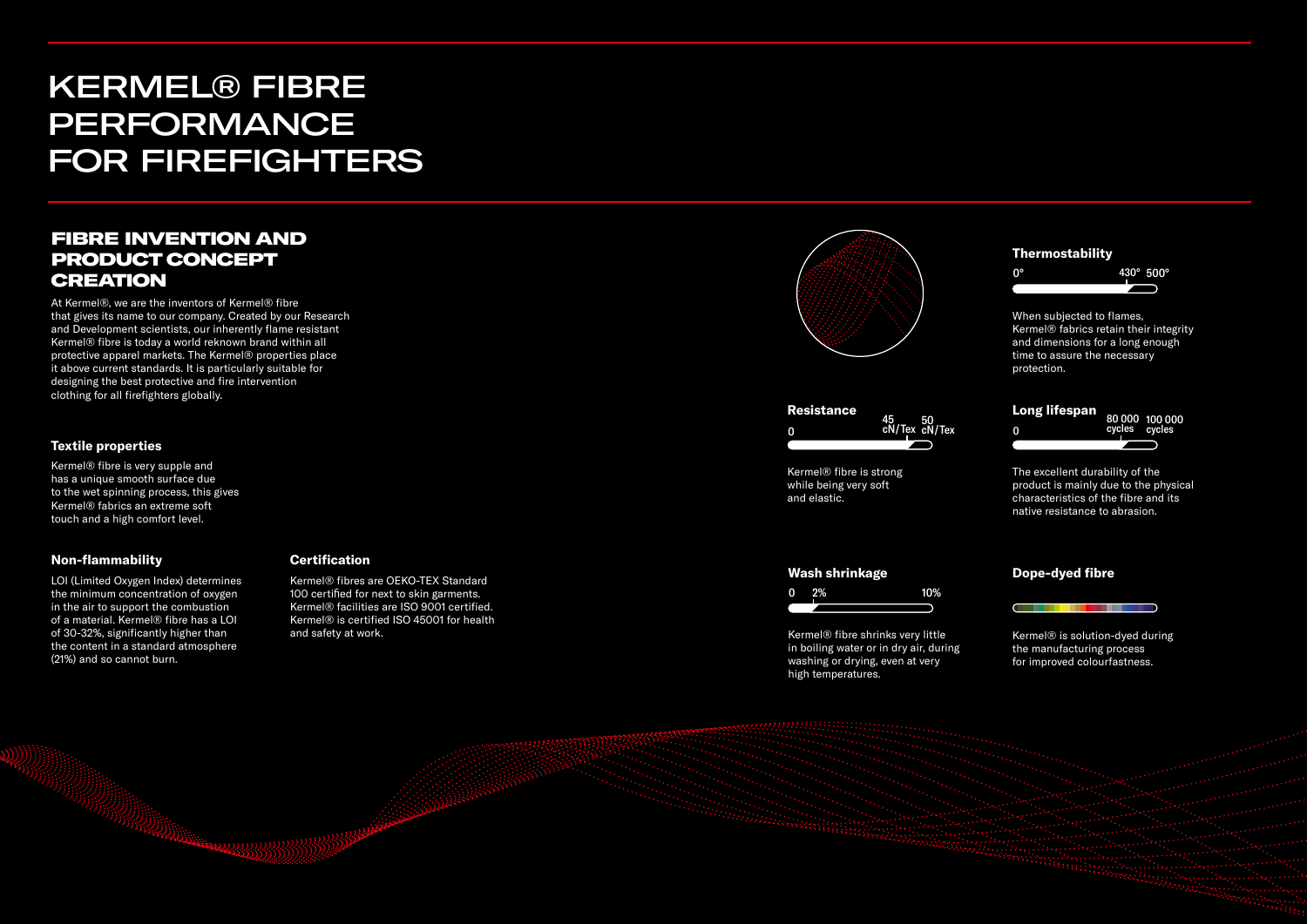# KERMEL® FIBRE PERFORMANCE FOR FIREFIGHTERS

## FIBRE INVENTION AND PRODUCT CONCEPT CREATION

At Kermel®, we are the inventors of Kermel® fibre that gives its name to our company. Created by our Research and Development scientists, our inherently flame resistant Kermel® fibre is today a world reknown brand within all protective apparel markets. The Kermel® properties place it above current standards. It is particularly suitable for designing the best protective and fire intervention clothing for all firefighters globally.

### Textile properties

Kermel® fibre is very supple and has a unique smooth surface due to the wet spinning process, this gives Kermel® fabrics an extreme soft touch and a high comfort level.

### Non-flammability

LOI (Limited Oxygen Index) determines the minimum concentration of oxygen in the air to support the combustion of a material. Kermel® fibre has a LOI of 30-32%, significantly higher than the content in a standard atmosphere (21%) and so cannot burn.

### Certification

Kermel® fibres are OEKO-TEX Standard 100 certified for next to skin garments. Kermel® facilities are ISO 9001 certified. Kermel® is certified ISO 45001 for health and safety at work.

### Thermostability

0° — 430° — 500°

When subjected to flames, Kermel® fabrics retain their integrity and dimensions for a long enough time to assure the necessary protection.

### Resistance

0 — 45 cN/Tex — 50 cN/Tex

Kermel® fibre is strong while being very soft and elastic.

### Long lifespan

0 — 80 000 cycles — 100 000 cycles

The excellent durability of the product is mainly due to the physical characteristics of the fibre and its native resistance to abrasion.

### Wash shrinkage

0 — 2% — 10%

Kermel® fibre shrinks very little in boiling water or in dry air, during washing or drying, even at very high temperatures.

### Dope-dyed fibre

Kermel® is solution-dyed during the manufacturing process for improved colourfastness.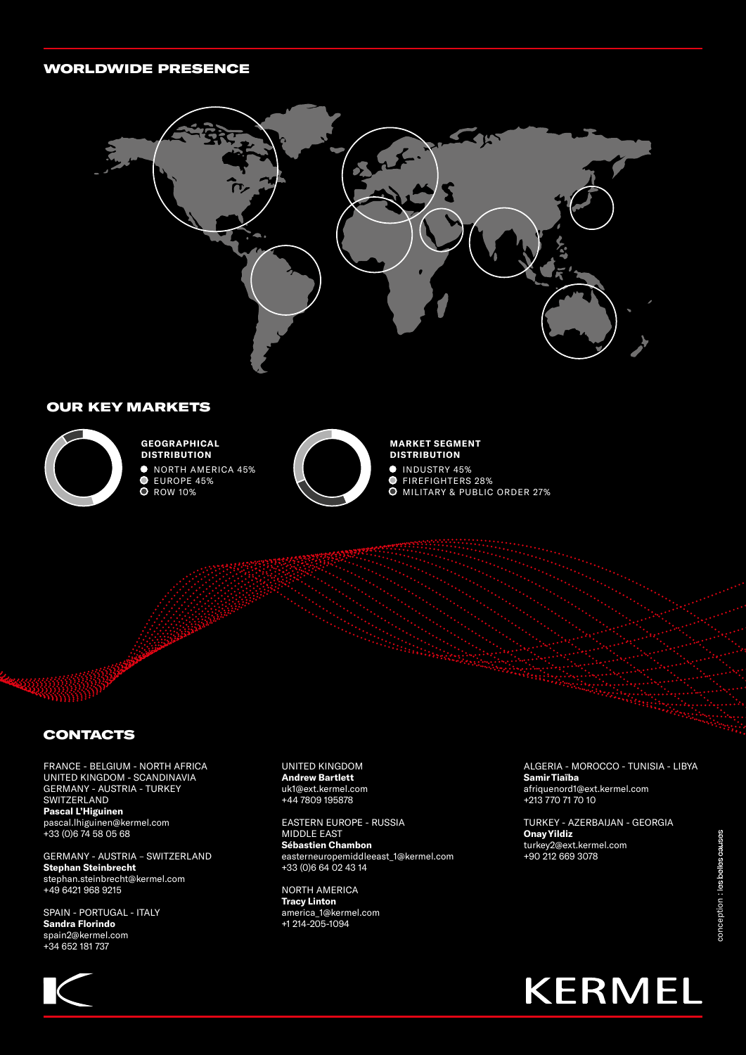## WORLDWIDE PRESENCE

## OUR KEY MARKETS

**GEOGRAPHICAL DISTRIBUTION**

- NORTH AMERICA 45%
- EUROPE 45%
- ROW 10%

**MARKET SEGMENT DISTRIBUTION**

- INDUSTRY 45%
- FIREFIGHTERS 28%
- MILITARY & PUBLIC ORDER 27%

## CONTACTS

FRANCE - BELGIUM - NORTH AFRICA
UNITED KINGDOM - SCANDINAVIA
GERMANY - AUSTRIA - TURKEY
SWITZERLAND
**Pascal L'Higuinen**
pascal.lhiguinen@kermel.com
+33 (0)6 74 58 05 68

GERMANY - AUSTRIA – SWITZERLAND
**Stephan Steinbrecht**
stephan.steinbrecht@kermel.com
+49 6421 968 9215

SPAIN - PORTUGAL - ITALY
**Sandra Florindo**
spain2@kermel.com
+34 652 181 737

UNITED KINGDOM
**Andrew Bartlett**
uk1@ext.kermel.com
+44 7809 195878

EASTERN EUROPE - RUSSIA
MIDDLE EAST
**Sébastien Chambon**
easterneuropemiddleeast_1@kermel.com
+33 (0)6 64 02 43 14

NORTH AMERICA
**Tracy Linton**
america_1@kermel.com
+1 214-205-1094

ALGERIA - MOROCCO - TUNISIA - LIBYA
**Samir Tiaïba**
afriquenord1@ext.kermel.com
+213 770 71 70 10

TURKEY - AZERBAIJAN - GEORGIA
**Onay Yildiz**
turkey2@ext.kermel.com
+90 212 669 3078

conception : les belles causes

KERMEL